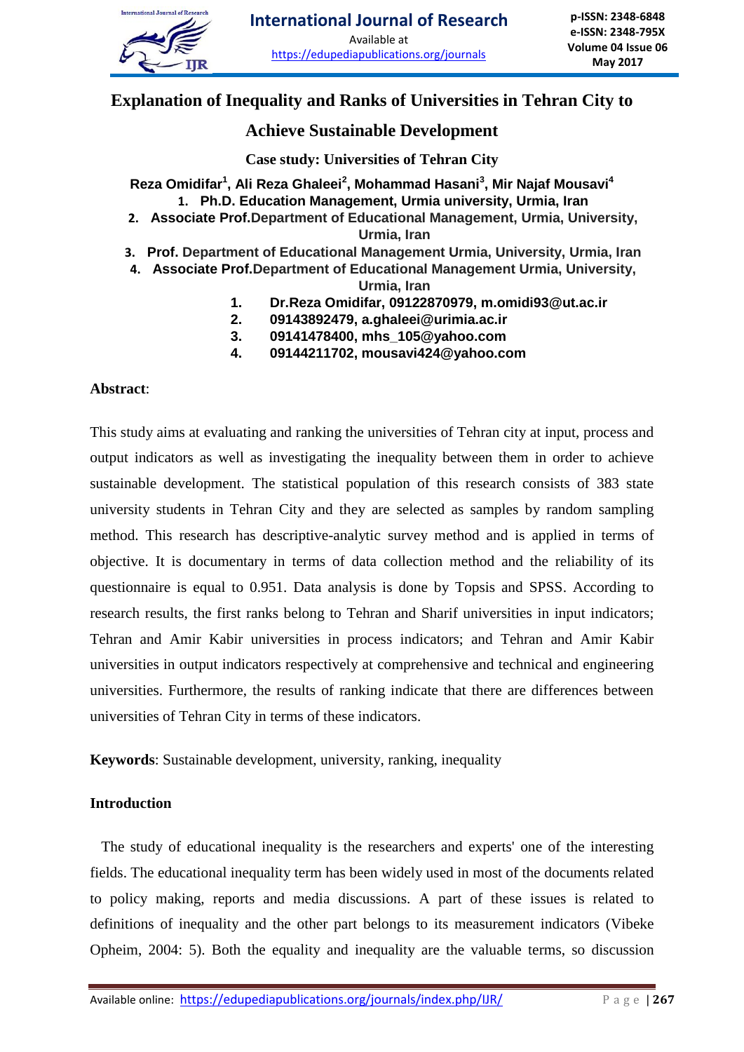# Explanation of Inequality and Ranks of Universities in Tehran City to Achieve Sustainable Development

**Case study: Universities of Tehran City**

**Reza Omidifar[1], Ali Reza Ghaleei[2], Mohammad Hasani[3], Mir Najaf Mousavi[4]**

1. **Ph.D. Education Management, Urmia university, Urmia, Iran**
2. **Associate Prof.Department of Educational Management, Urmia, University, Urmia, Iran**
3. **Prof. Department of Educational Management Urmia, University, Urmia, Iran**
4. **Associate Prof.Department of Educational Management Urmia, University, Urmia, Iran**

1. **Dr.Reza Omidifar, 09122870979, m.omidi93@ut.ac.ir**
2. **09143892479, a.ghaleei@urimia.ac.ir**
3. **09141478400, mhs_105@yahoo.com**
4. **09144211702, mousavi424@yahoo.com**

**Abstract**:

This study aims at evaluating and ranking the universities of Tehran city at input, process and output indicators as well as investigating the inequality between them in order to achieve sustainable development. The statistical population of this research consists of 383 state university students in Tehran City and they are selected as samples by random sampling method. This research has descriptive-analytic survey method and is applied in terms of objective. It is documentary in terms of data collection method and the reliability of its questionnaire is equal to 0.951. Data analysis is done by Topsis and SPSS. According to research results, the first ranks belong to Tehran and Sharif universities in input indicators; Tehran and Amir Kabir universities in process indicators; and Tehran and Amir Kabir universities in output indicators respectively at comprehensive and technical and engineering universities. Furthermore, the results of ranking indicate that there are differences between universities of Tehran City in terms of these indicators.

**Keywords**: Sustainable development, university, ranking, inequality

## Introduction

The study of educational inequality is the researchers and experts' one of the interesting fields. The educational inequality term has been widely used in most of the documents related to policy making, reports and media discussions. A part of these issues is related to definitions of inequality and the other part belongs to its measurement indicators (Vibeke Opheim, 2004: 5). Both the equality and inequality are the valuable terms, so discussion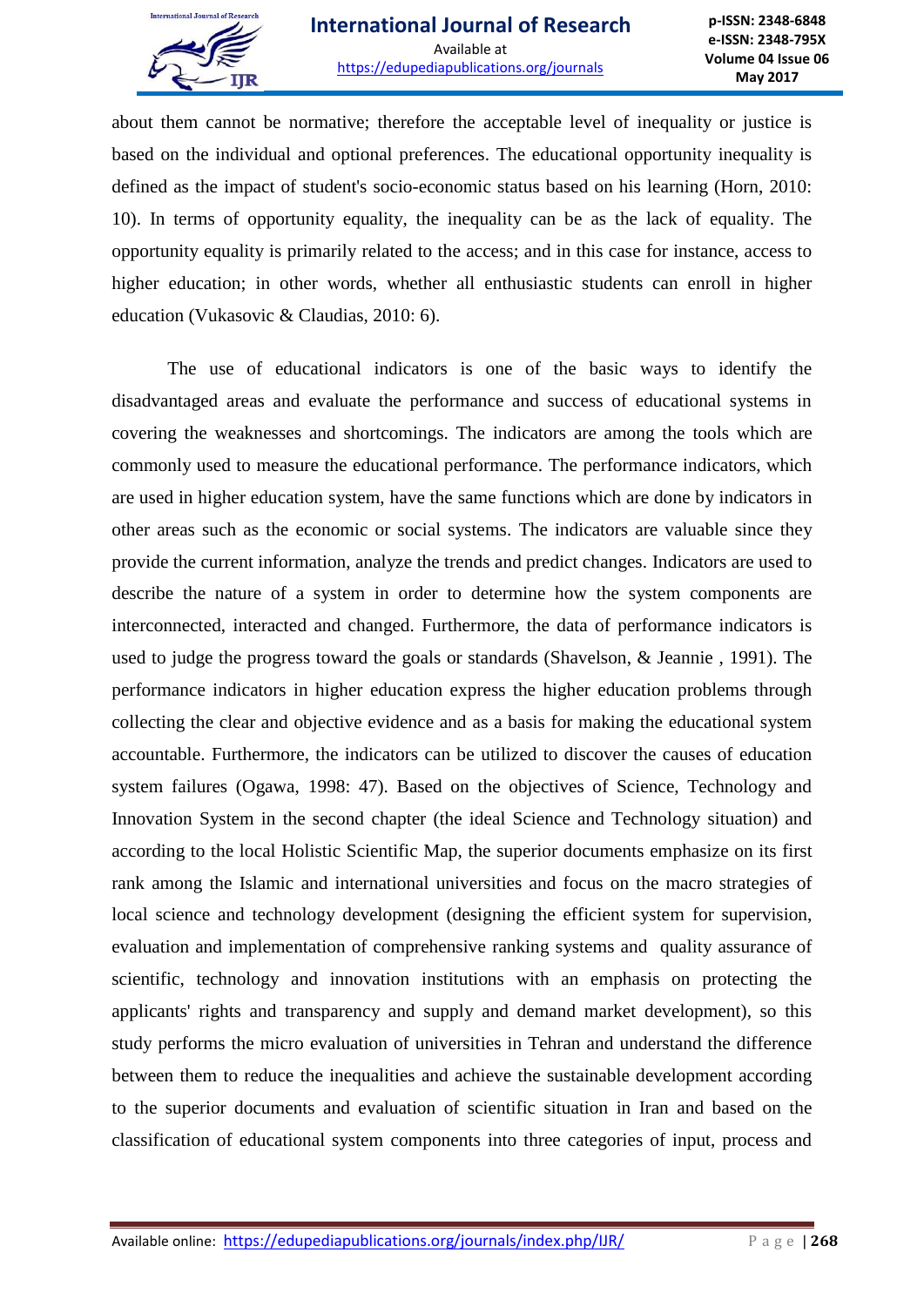about them cannot be normative; therefore the acceptable level of inequality or justice is based on the individual and optional preferences. The educational opportunity inequality is defined as the impact of student's socio-economic status based on his learning (Horn, 2010: 10). In terms of opportunity equality, the inequality can be as the lack of equality. The opportunity equality is primarily related to the access; and in this case for instance, access to higher education; in other words, whether all enthusiastic students can enroll in higher education (Vukasovic & Claudias, 2010: 6).

The use of educational indicators is one of the basic ways to identify the disadvantaged areas and evaluate the performance and success of educational systems in covering the weaknesses and shortcomings. The indicators are among the tools which are commonly used to measure the educational performance. The performance indicators, which are used in higher education system, have the same functions which are done by indicators in other areas such as the economic or social systems. The indicators are valuable since they provide the current information, analyze the trends and predict changes. Indicators are used to describe the nature of a system in order to determine how the system components are interconnected, interacted and changed. Furthermore, the data of performance indicators is used to judge the progress toward the goals or standards (Shavelson, & Jeannie , 1991). The performance indicators in higher education express the higher education problems through collecting the clear and objective evidence and as a basis for making the educational system accountable. Furthermore, the indicators can be utilized to discover the causes of education system failures (Ogawa, 1998: 47). Based on the objectives of Science, Technology and Innovation System in the second chapter (the ideal Science and Technology situation) and according to the local Holistic Scientific Map, the superior documents emphasize on its first rank among the Islamic and international universities and focus on the macro strategies of local science and technology development (designing the efficient system for supervision, evaluation and implementation of comprehensive ranking systems and quality assurance of scientific, technology and innovation institutions with an emphasis on protecting the applicants' rights and transparency and supply and demand market development), so this study performs the micro evaluation of universities in Tehran and understand the difference between them to reduce the inequalities and achieve the sustainable development according to the superior documents and evaluation of scientific situation in Iran and based on the classification of educational system components into three categories of input, process and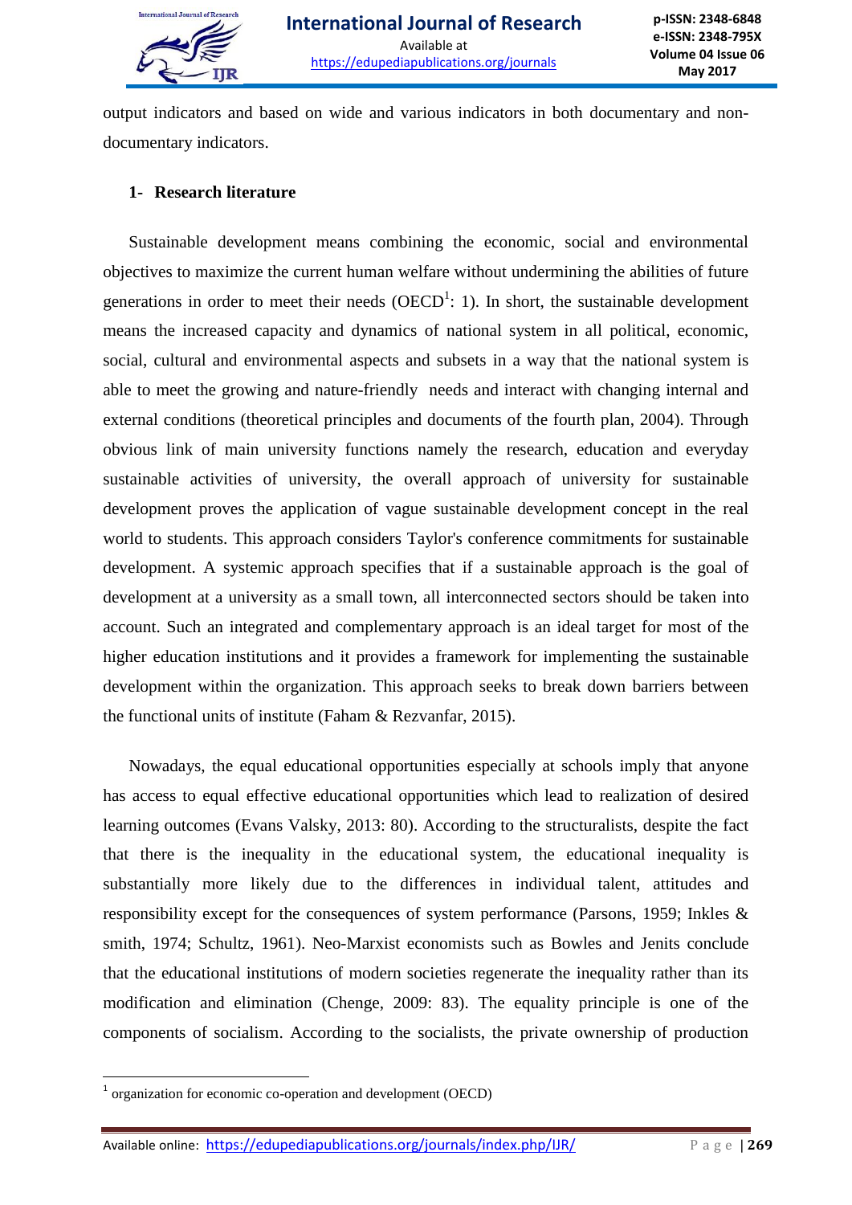output indicators and based on wide and various indicators in both documentary and non-documentary indicators.

## 1- Research literature

Sustainable development means combining the economic, social and environmental objectives to maximize the current human welfare without undermining the abilities of future generations in order to meet their needs (OECD[1]: 1). In short, the sustainable development means the increased capacity and dynamics of national system in all political, economic, social, cultural and environmental aspects and subsets in a way that the national system is able to meet the growing and nature-friendly needs and interact with changing internal and external conditions (theoretical principles and documents of the fourth plan, 2004). Through obvious link of main university functions namely the research, education and everyday sustainable activities of university, the overall approach of university for sustainable development proves the application of vague sustainable development concept in the real world to students. This approach considers Taylor's conference commitments for sustainable development. A systemic approach specifies that if a sustainable approach is the goal of development at a university as a small town, all interconnected sectors should be taken into account. Such an integrated and complementary approach is an ideal target for most of the higher education institutions and it provides a framework for implementing the sustainable development within the organization. This approach seeks to break down barriers between the functional units of institute (Faham & Rezvanfar, 2015).

Nowadays, the equal educational opportunities especially at schools imply that anyone has access to equal effective educational opportunities which lead to realization of desired learning outcomes (Evans Valsky, 2013: 80). According to the structuralists, despite the fact that there is the inequality in the educational system, the educational inequality is substantially more likely due to the differences in individual talent, attitudes and responsibility except for the consequences of system performance (Parsons, 1959; Inkles & smith, 1974; Schultz, 1961). Neo-Marxist economists such as Bowles and Jenits conclude that the educational institutions of modern societies regenerate the inequality rather than its modification and elimination (Chenge, 2009: 83). The equality principle is one of the components of socialism. According to the socialists, the private ownership of production

[1] organization for economic co-operation and development (OECD)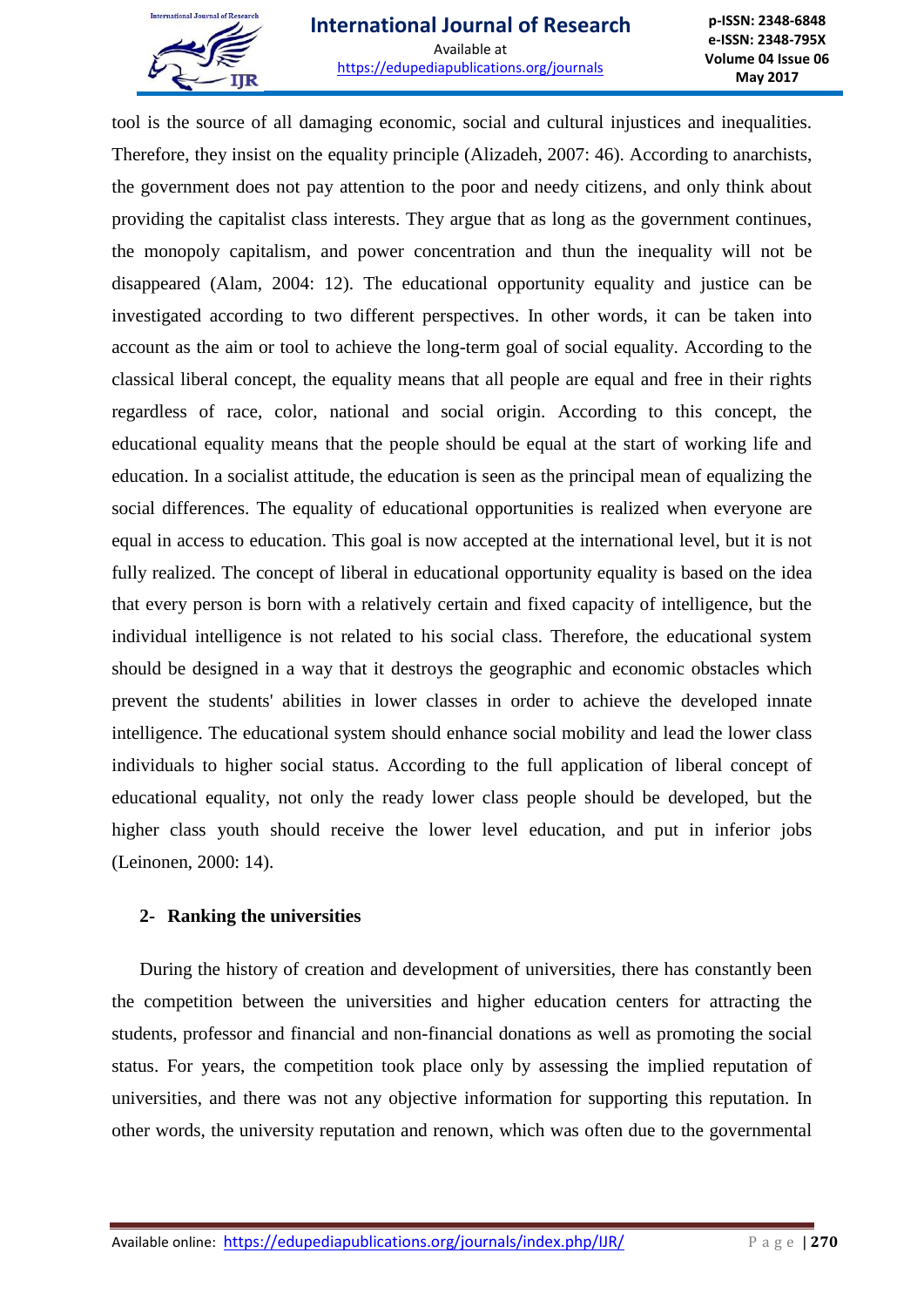tool is the source of all damaging economic, social and cultural injustices and inequalities. Therefore, they insist on the equality principle (Alizadeh, 2007: 46). According to anarchists, the government does not pay attention to the poor and needy citizens, and only think about providing the capitalist class interests. They argue that as long as the government continues, the monopoly capitalism, and power concentration and thun the inequality will not be disappeared (Alam, 2004: 12). The educational opportunity equality and justice can be investigated according to two different perspectives. In other words, it can be taken into account as the aim or tool to achieve the long-term goal of social equality. According to the classical liberal concept, the equality means that all people are equal and free in their rights regardless of race, color, national and social origin. According to this concept, the educational equality means that the people should be equal at the start of working life and education. In a socialist attitude, the education is seen as the principal mean of equalizing the social differences. The equality of educational opportunities is realized when everyone are equal in access to education. This goal is now accepted at the international level, but it is not fully realized. The concept of liberal in educational opportunity equality is based on the idea that every person is born with a relatively certain and fixed capacity of intelligence, but the individual intelligence is not related to his social class. Therefore, the educational system should be designed in a way that it destroys the geographic and economic obstacles which prevent the students' abilities in lower classes in order to achieve the developed innate intelligence. The educational system should enhance social mobility and lead the lower class individuals to higher social status. According to the full application of liberal concept of educational equality, not only the ready lower class people should be developed, but the higher class youth should receive the lower level education, and put in inferior jobs (Leinonen, 2000: 14).

## 2- Ranking the universities

During the history of creation and development of universities, there has constantly been the competition between the universities and higher education centers for attracting the students, professor and financial and non-financial donations as well as promoting the social status. For years, the competition took place only by assessing the implied reputation of universities, and there was not any objective information for supporting this reputation. In other words, the university reputation and renown, which was often due to the governmental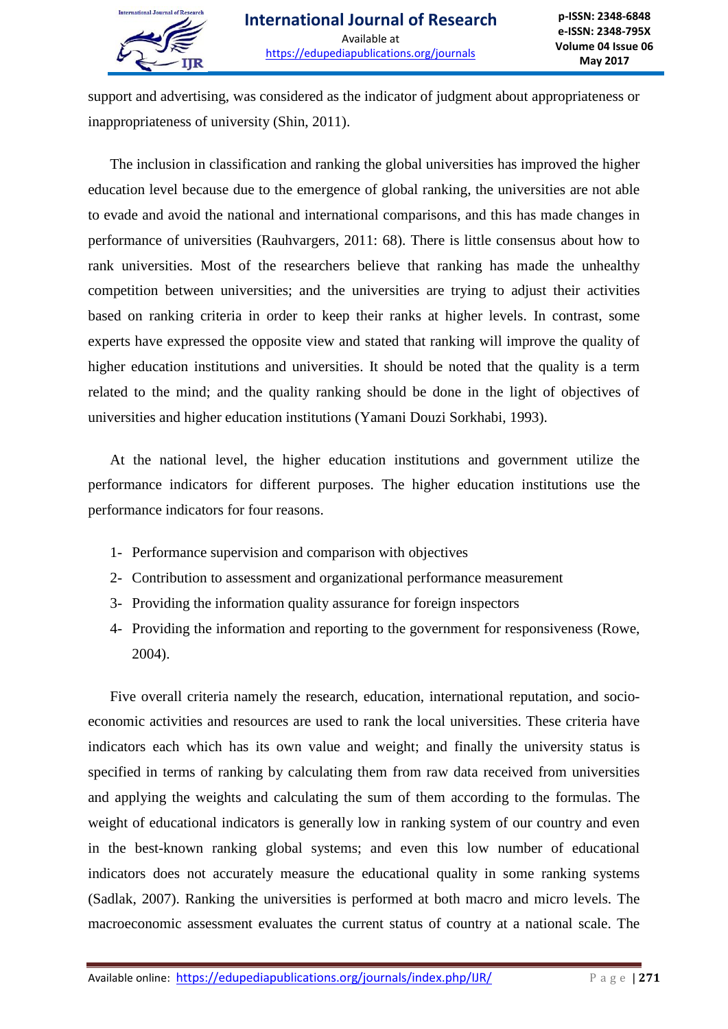support and advertising, was considered as the indicator of judgment about appropriateness or inappropriateness of university (Shin, 2011).

The inclusion in classification and ranking the global universities has improved the higher education level because due to the emergence of global ranking, the universities are not able to evade and avoid the national and international comparisons, and this has made changes in performance of universities (Rauhvargers, 2011: 68). There is little consensus about how to rank universities. Most of the researchers believe that ranking has made the unhealthy competition between universities; and the universities are trying to adjust their activities based on ranking criteria in order to keep their ranks at higher levels. In contrast, some experts have expressed the opposite view and stated that ranking will improve the quality of higher education institutions and universities. It should be noted that the quality is a term related to the mind; and the quality ranking should be done in the light of objectives of universities and higher education institutions (Yamani Douzi Sorkhabi, 1993).

At the national level, the higher education institutions and government utilize the performance indicators for different purposes. The higher education institutions use the performance indicators for four reasons.

1- Performance supervision and comparison with objectives
2- Contribution to assessment and organizational performance measurement
3- Providing the information quality assurance for foreign inspectors
4- Providing the information and reporting to the government for responsiveness (Rowe, 2004).

Five overall criteria namely the research, education, international reputation, and socio-economic activities and resources are used to rank the local universities. These criteria have indicators each which has its own value and weight; and finally the university status is specified in terms of ranking by calculating them from raw data received from universities and applying the weights and calculating the sum of them according to the formulas. The weight of educational indicators is generally low in ranking system of our country and even in the best-known ranking global systems; and even this low number of educational indicators does not accurately measure the educational quality in some ranking systems (Sadlak, 2007). Ranking the universities is performed at both macro and micro levels. The macroeconomic assessment evaluates the current status of country at a national scale. The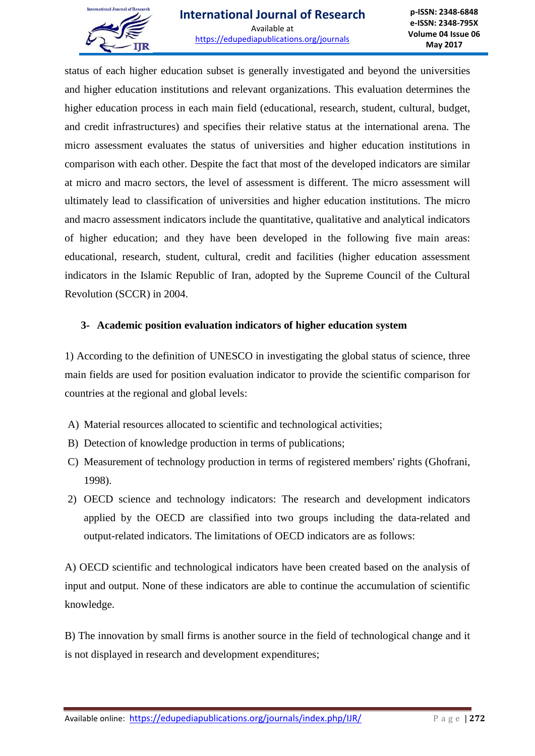status of each higher education subset is generally investigated and beyond the universities and higher education institutions and relevant organizations. This evaluation determines the higher education process in each main field (educational, research, student, cultural, budget, and credit infrastructures) and specifies their relative status at the international arena. The micro assessment evaluates the status of universities and higher education institutions in comparison with each other. Despite the fact that most of the developed indicators are similar at micro and macro sectors, the level of assessment is different. The micro assessment will ultimately lead to classification of universities and higher education institutions. The micro and macro assessment indicators include the quantitative, qualitative and analytical indicators of higher education; and they have been developed in the following five main areas: educational, research, student, cultural, credit and facilities (higher education assessment indicators in the Islamic Republic of Iran, adopted by the Supreme Council of the Cultural Revolution (SCCR) in 2004.

### 3- Academic position evaluation indicators of higher education system

1) According to the definition of UNESCO in investigating the global status of science, three main fields are used for position evaluation indicator to provide the scientific comparison for countries at the regional and global levels:

A) Material resources allocated to scientific and technological activities;

B) Detection of knowledge production in terms of publications;

C) Measurement of technology production in terms of registered members' rights (Ghofrani, 1998).

2) OECD science and technology indicators: The research and development indicators applied by the OECD are classified into two groups including the data-related and output-related indicators. The limitations of OECD indicators are as follows:

A) OECD scientific and technological indicators have been created based on the analysis of input and output. None of these indicators are able to continue the accumulation of scientific knowledge.

B) The innovation by small firms is another source in the field of technological change and it is not displayed in research and development expenditures;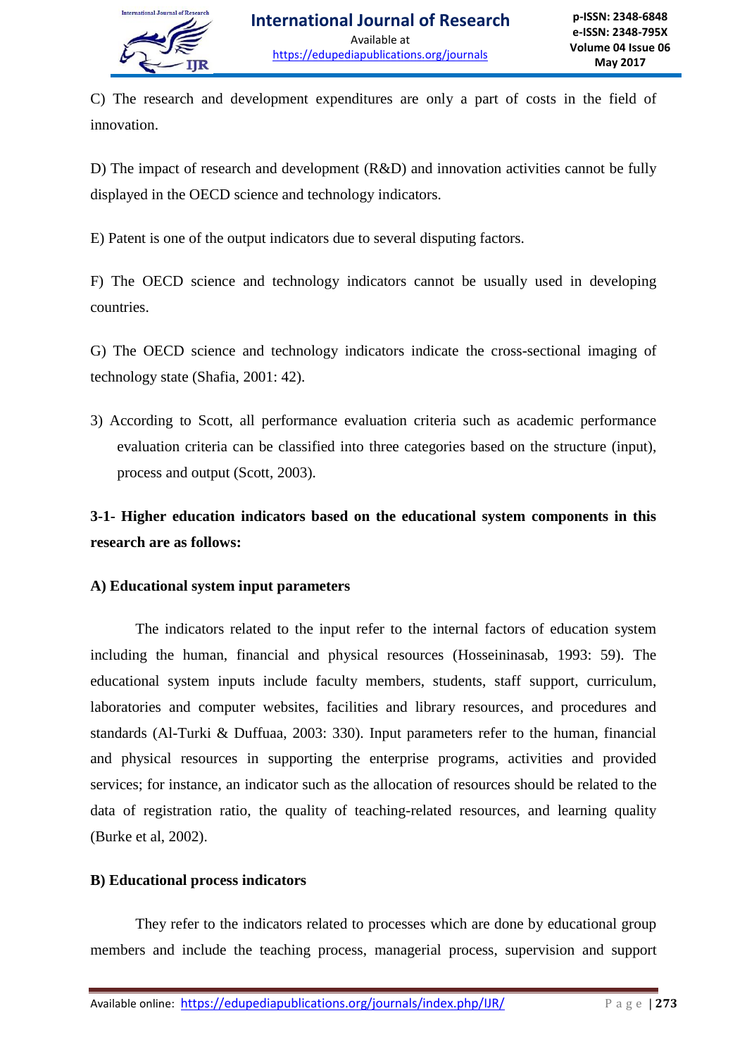C) The research and development expenditures are only a part of costs in the field of innovation.

D) The impact of research and development (R&D) and innovation activities cannot be fully displayed in the OECD science and technology indicators.

E) Patent is one of the output indicators due to several disputing factors.

F) The OECD science and technology indicators cannot be usually used in developing countries.

G) The OECD science and technology indicators indicate the cross-sectional imaging of technology state (Shafia, 2001: 42).

3) According to Scott, all performance evaluation criteria such as academic performance evaluation criteria can be classified into three categories based on the structure (input), process and output (Scott, 2003).

**3-1- Higher education indicators based on the educational system components in this research are as follows:**

**A) Educational system input parameters**

The indicators related to the input refer to the internal factors of education system including the human, financial and physical resources (Hosseininasab, 1993: 59). The educational system inputs include faculty members, students, staff support, curriculum, laboratories and computer websites, facilities and library resources, and procedures and standards (Al-Turki & Duffuaa, 2003: 330). Input parameters refer to the human, financial and physical resources in supporting the enterprise programs, activities and provided services; for instance, an indicator such as the allocation of resources should be related to the data of registration ratio, the quality of teaching-related resources, and learning quality (Burke et al, 2002).

**B) Educational process indicators**

They refer to the indicators related to processes which are done by educational group members and include the teaching process, managerial process, supervision and support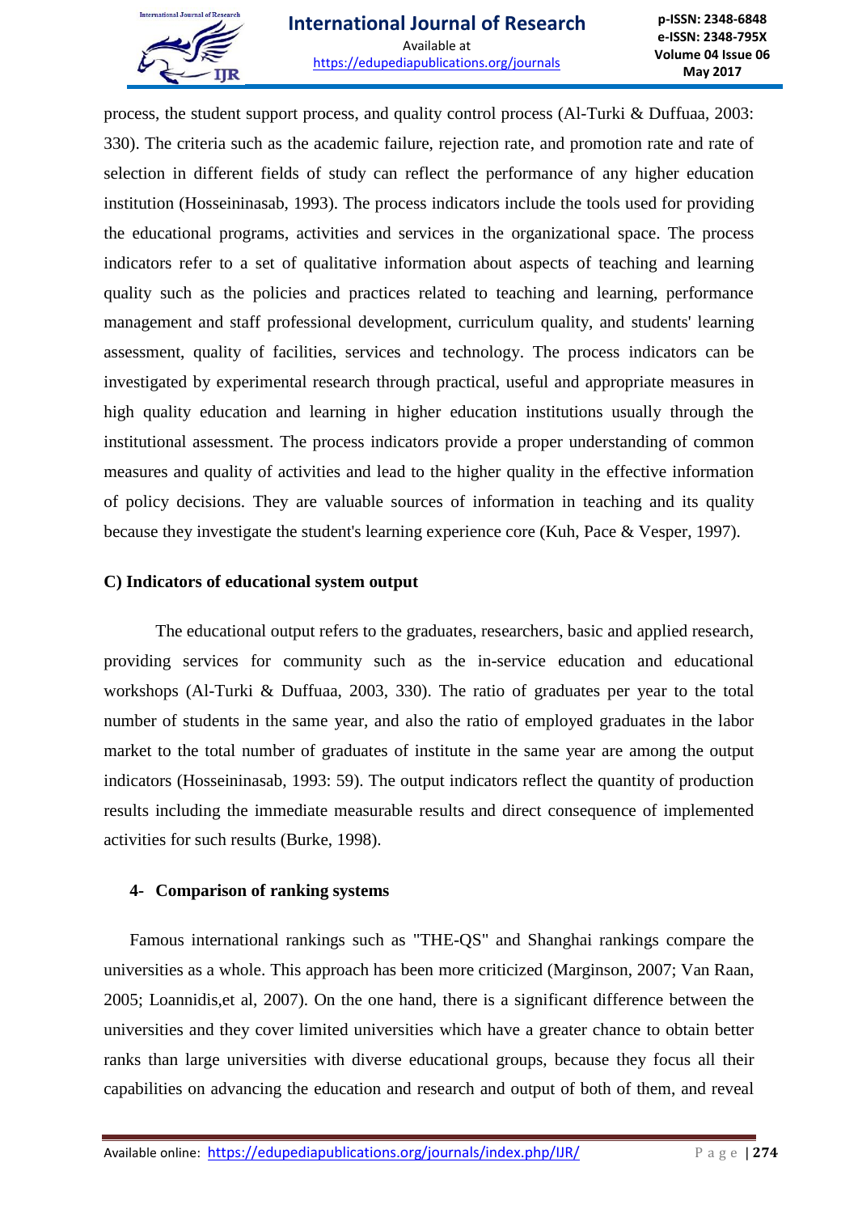process, the student support process, and quality control process (Al-Turki & Duffuaa, 2003: 330). The criteria such as the academic failure, rejection rate, and promotion rate and rate of selection in different fields of study can reflect the performance of any higher education institution (Hosseininasab, 1993). The process indicators include the tools used for providing the educational programs, activities and services in the organizational space. The process indicators refer to a set of qualitative information about aspects of teaching and learning quality such as the policies and practices related to teaching and learning, performance management and staff professional development, curriculum quality, and students' learning assessment, quality of facilities, services and technology. The process indicators can be investigated by experimental research through practical, useful and appropriate measures in high quality education and learning in higher education institutions usually through the institutional assessment. The process indicators provide a proper understanding of common measures and quality of activities and lead to the higher quality in the effective information of policy decisions. They are valuable sources of information in teaching and its quality because they investigate the student's learning experience core (Kuh, Pace & Vesper, 1997).

### C) Indicators of educational system output

The educational output refers to the graduates, researchers, basic and applied research, providing services for community such as the in-service education and educational workshops (Al-Turki & Duffuaa, 2003, 330). The ratio of graduates per year to the total number of students in the same year, and also the ratio of employed graduates in the labor market to the total number of graduates of institute in the same year are among the output indicators (Hosseininasab, 1993: 59). The output indicators reflect the quantity of production results including the immediate measurable results and direct consequence of implemented activities for such results (Burke, 1998).

## 4- Comparison of ranking systems

Famous international rankings such as "THE-QS" and Shanghai rankings compare the universities as a whole. This approach has been more criticized (Marginson, 2007; Van Raan, 2005; Loannidis,et al, 2007). On the one hand, there is a significant difference between the universities and they cover limited universities which have a greater chance to obtain better ranks than large universities with diverse educational groups, because they focus all their capabilities on advancing the education and research and output of both of them, and reveal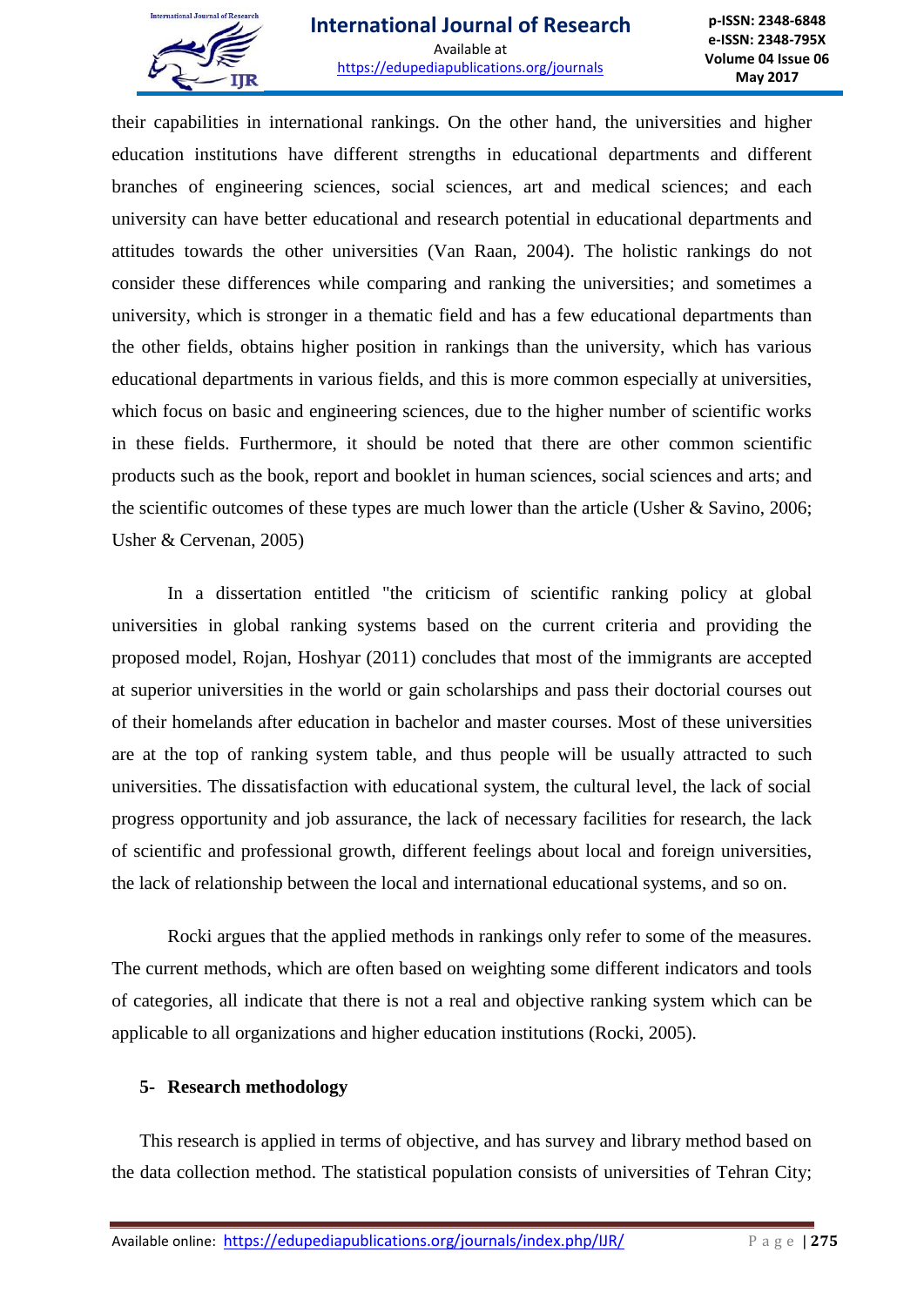their capabilities in international rankings. On the other hand, the universities and higher education institutions have different strengths in educational departments and different branches of engineering sciences, social sciences, art and medical sciences; and each university can have better educational and research potential in educational departments and attitudes towards the other universities (Van Raan, 2004). The holistic rankings do not consider these differences while comparing and ranking the universities; and sometimes a university, which is stronger in a thematic field and has a few educational departments than the other fields, obtains higher position in rankings than the university, which has various educational departments in various fields, and this is more common especially at universities, which focus on basic and engineering sciences, due to the higher number of scientific works in these fields. Furthermore, it should be noted that there are other common scientific products such as the book, report and booklet in human sciences, social sciences and arts; and the scientific outcomes of these types are much lower than the article (Usher & Savino, 2006; Usher & Cervenan, 2005)

In a dissertation entitled "the criticism of scientific ranking policy at global universities in global ranking systems based on the current criteria and providing the proposed model, Rojan, Hoshyar (2011) concludes that most of the immigrants are accepted at superior universities in the world or gain scholarships and pass their doctorial courses out of their homelands after education in bachelor and master courses. Most of these universities are at the top of ranking system table, and thus people will be usually attracted to such universities. The dissatisfaction with educational system, the cultural level, the lack of social progress opportunity and job assurance, the lack of necessary facilities for research, the lack of scientific and professional growth, different feelings about local and foreign universities, the lack of relationship between the local and international educational systems, and so on.

Rocki argues that the applied methods in rankings only refer to some of the measures. The current methods, which are often based on weighting some different indicators and tools of categories, all indicate that there is not a real and objective ranking system which can be applicable to all organizations and higher education institutions (Rocki, 2005).

## 5- Research methodology

This research is applied in terms of objective, and has survey and library method based on the data collection method. The statistical population consists of universities of Tehran City;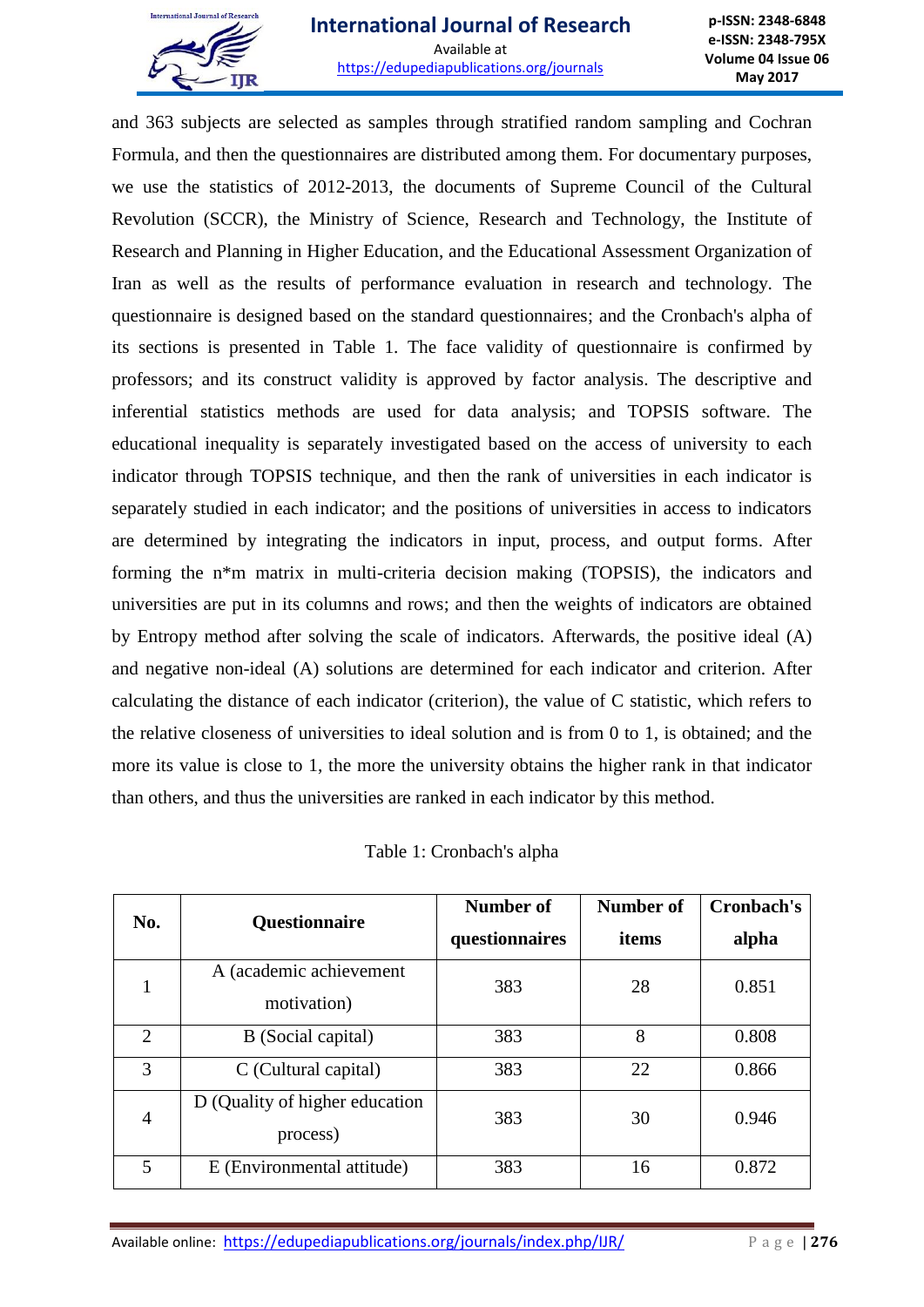and 363 subjects are selected as samples through stratified random sampling and Cochran Formula, and then the questionnaires are distributed among them. For documentary purposes, we use the statistics of 2012-2013, the documents of Supreme Council of the Cultural Revolution (SCCR), the Ministry of Science, Research and Technology, the Institute of Research and Planning in Higher Education, and the Educational Assessment Organization of Iran as well as the results of performance evaluation in research and technology. The questionnaire is designed based on the standard questionnaires; and the Cronbach's alpha of its sections is presented in Table 1. The face validity of questionnaire is confirmed by professors; and its construct validity is approved by factor analysis. The descriptive and inferential statistics methods are used for data analysis; and TOPSIS software. The educational inequality is separately investigated based on the access of university to each indicator through TOPSIS technique, and then the rank of universities in each indicator is separately studied in each indicator; and the positions of universities in access to indicators are determined by integrating the indicators in input, process, and output forms. After forming the n*m matrix in multi-criteria decision making (TOPSIS), the indicators and universities are put in its columns and rows; and then the weights of indicators are obtained by Entropy method after solving the scale of indicators. Afterwards, the positive ideal (A) and negative non-ideal (A) solutions are determined for each indicator and criterion. After calculating the distance of each indicator (criterion), the value of C statistic, which refers to the relative closeness of universities to ideal solution and is from 0 to 1, is obtained; and the more its value is close to 1, the more the university obtains the higher rank in that indicator than others, and thus the universities are ranked in each indicator by this method.

Table 1: Cronbach's alpha

| No. | Questionnaire | Number of questionnaires | Number of items | Cronbach's alpha |
|---|---|---|---|---|
| 1 | A (academic achievement motivation) | 383 | 28 | 0.851 |
| 2 | B (Social capital) | 383 | 8 | 0.808 |
| 3 | C (Cultural capital) | 383 | 22 | 0.866 |
| 4 | D (Quality of higher education process) | 383 | 30 | 0.946 |
| 5 | E (Environmental attitude) | 383 | 16 | 0.872 |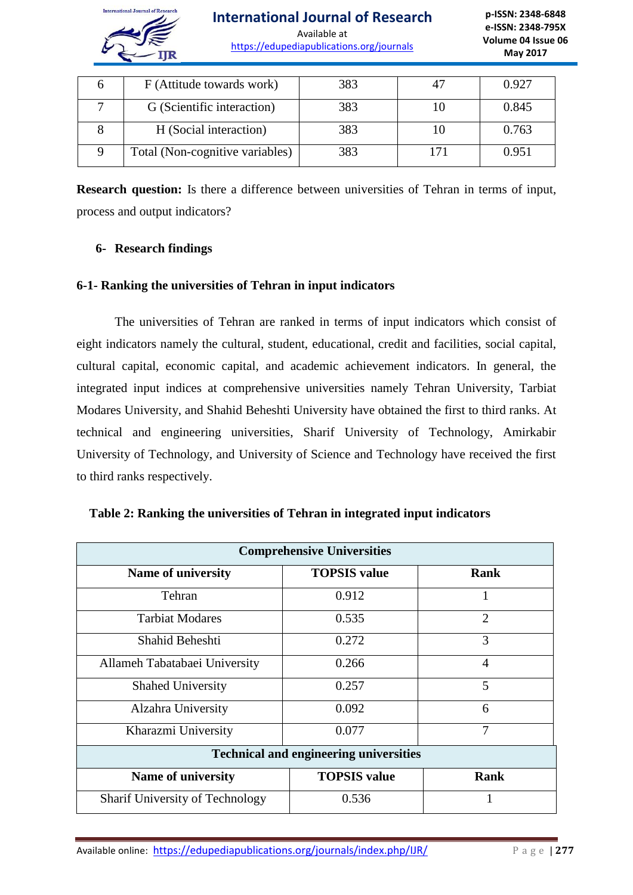| | | | | |
|---|---|---|---|---|
| 6 | F (Attitude towards work) | 383 | 47 | 0.927 |
| 7 | G (Scientific interaction) | 383 | 10 | 0.845 |
| 8 | H (Social interaction) | 383 | 10 | 0.763 |
| 9 | Total (Non-cognitive variables) | 383 | 171 | 0.951 |

**Research question:** Is there a difference between universities of Tehran in terms of input, process and output indicators?

## 6- Research findings

### 6-1- Ranking the universities of Tehran in input indicators

The universities of Tehran are ranked in terms of input indicators which consist of eight indicators namely the cultural, student, educational, credit and facilities, social capital, cultural capital, economic capital, and academic achievement indicators. In general, the integrated input indices at comprehensive universities namely Tehran University, Tarbiat Modares University, and Shahid Beheshti University have obtained the first to third ranks. At technical and engineering universities, Sharif University of Technology, Amirkabir University of Technology, and University of Science and Technology have received the first to third ranks respectively.

**Table 2: Ranking the universities of Tehran in integrated input indicators**

| Comprehensive Universities | | |
|---|---|---|
| **Name of university** | **TOPSIS value** | **Rank** |
| Tehran | 0.912 | 1 |
| Tarbiat Modares | 0.535 | 2 |
| Shahid Beheshti | 0.272 | 3 |
| Allameh Tabatabaei University | 0.266 | 4 |
| Shahed University | 0.257 | 5 |
| Alzahra University | 0.092 | 6 |
| Kharazmi University | 0.077 | 7 |
| **Technical and engineering universities** | | |
| **Name of university** | **TOPSIS value** | **Rank** |
| Sharif University of Technology | 0.536 | 1 |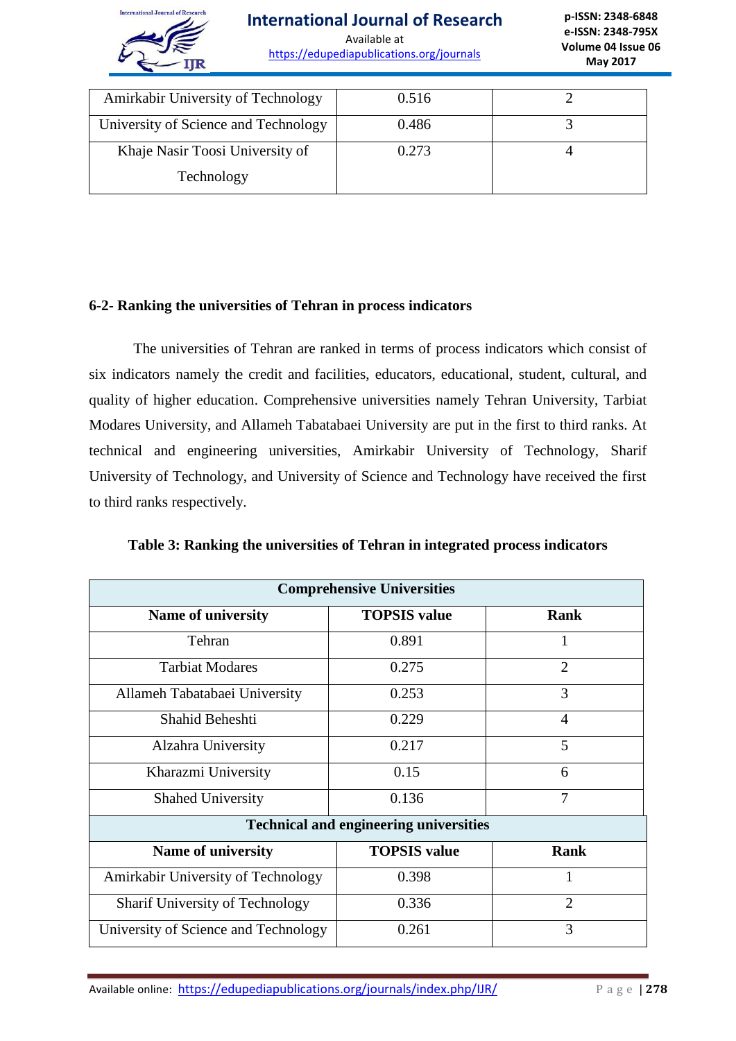| | | |
|---|---|---|
| Amirkabir University of Technology | 0.516 | 2 |
| University of Science and Technology | 0.486 | 3 |
| Khaje Nasir Toosi University of Technology | 0.273 | 4 |

**6-2- Ranking the universities of Tehran in process indicators**

The universities of Tehran are ranked in terms of process indicators which consist of six indicators namely the credit and facilities, educators, educational, student, cultural, and quality of higher education. Comprehensive universities namely Tehran University, Tarbiat Modares University, and Allameh Tabatabaei University are put in the first to third ranks. At technical and engineering universities, Amirkabir University of Technology, Sharif University of Technology, and University of Science and Technology have received the first to third ranks respectively.

**Table 3: Ranking the universities of Tehran in integrated process indicators**

| **Comprehensive Universities** | | |
|---|---|---|
| **Name of university** | **TOPSIS value** | **Rank** |
| Tehran | 0.891 | 1 |
| Tarbiat Modares | 0.275 | 2 |
| Allameh Tabatabaei University | 0.253 | 3 |
| Shahid Beheshti | 0.229 | 4 |
| Alzahra University | 0.217 | 5 |
| Kharazmi University | 0.15 | 6 |
| Shahed University | 0.136 | 7 |
| **Technical and engineering universities** | | |
| **Name of university** | **TOPSIS value** | **Rank** |
| Amirkabir University of Technology | 0.398 | 1 |
| Sharif University of Technology | 0.336 | 2 |
| University of Science and Technology | 0.261 | 3 |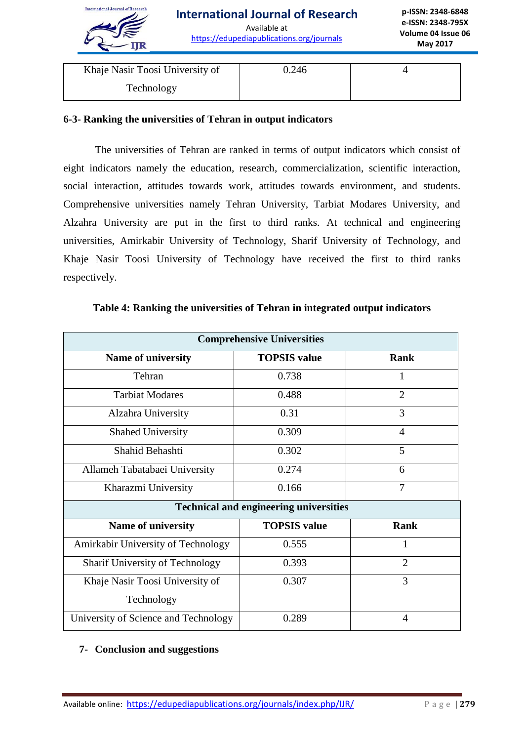| | | |
|---|---|---|
| Khaje Nasir Toosi University of Technology | 0.246 | 4 |

### 6-3- Ranking the universities of Tehran in output indicators

The universities of Tehran are ranked in terms of output indicators which consist of eight indicators namely the education, research, commercialization, scientific interaction, social interaction, attitudes towards work, attitudes towards environment, and students. Comprehensive universities namely Tehran University, Tarbiat Modares University, and Alzahra University are put in the first to third ranks. At technical and engineering universities, Amirkabir University of Technology, Sharif University of Technology, and Khaje Nasir Toosi University of Technology have received the first to third ranks respectively.

**Table 4: Ranking the universities of Tehran in integrated output indicators**

| Comprehensive Universities | | |
|---|---|---|
| **Name of university** | **TOPSIS value** | **Rank** |
| Tehran | 0.738 | 1 |
| Tarbiat Modares | 0.488 | 2 |
| Alzahra University | 0.31 | 3 |
| Shahed University | 0.309 | 4 |
| Shahid Behashti | 0.302 | 5 |
| Allameh Tabatabaei University | 0.274 | 6 |
| Kharazmi University | 0.166 | 7 |
| **Technical and engineering universities** | | |
| **Name of university** | **TOPSIS value** | **Rank** |
| Amirkabir University of Technology | 0.555 | 1 |
| Sharif University of Technology | 0.393 | 2 |
| Khaje Nasir Toosi University of Technology | 0.307 | 3 |
| University of Science and Technology | 0.289 | 4 |

## 7- Conclusion and suggestions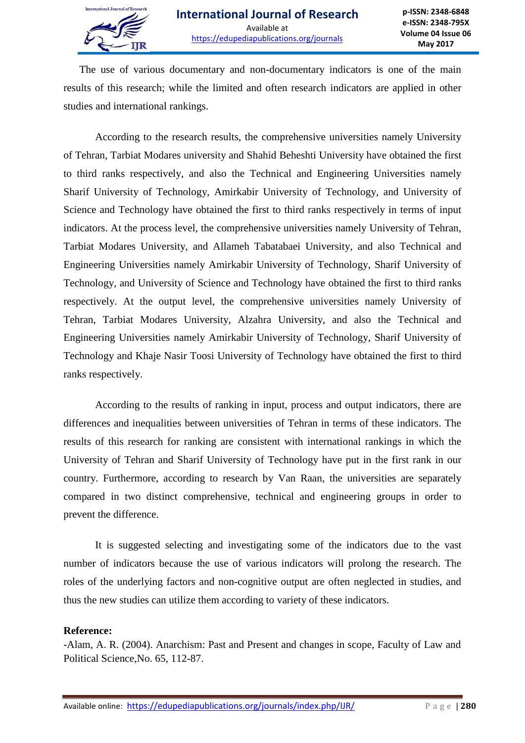The use of various documentary and non-documentary indicators is one of the main results of this research; while the limited and often research indicators are applied in other studies and international rankings.

According to the research results, the comprehensive universities namely University of Tehran, Tarbiat Modares university and Shahid Beheshti University have obtained the first to third ranks respectively, and also the Technical and Engineering Universities namely Sharif University of Technology, Amirkabir University of Technology, and University of Science and Technology have obtained the first to third ranks respectively in terms of input indicators. At the process level, the comprehensive universities namely University of Tehran, Tarbiat Modares University, and Allameh Tabatabaei University, and also Technical and Engineering Universities namely Amirkabir University of Technology, Sharif University of Technology, and University of Science and Technology have obtained the first to third ranks respectively. At the output level, the comprehensive universities namely University of Tehran, Tarbiat Modares University, Alzahra University, and also the Technical and Engineering Universities namely Amirkabir University of Technology, Sharif University of Technology and Khaje Nasir Toosi University of Technology have obtained the first to third ranks respectively.

According to the results of ranking in input, process and output indicators, there are differences and inequalities between universities of Tehran in terms of these indicators. The results of this research for ranking are consistent with international rankings in which the University of Tehran and Sharif University of Technology have put in the first rank in our country. Furthermore, according to research by Van Raan, the universities are separately compared in two distinct comprehensive, technical and engineering groups in order to prevent the difference.

It is suggested selecting and investigating some of the indicators due to the vast number of indicators because the use of various indicators will prolong the research. The roles of the underlying factors and non-cognitive output are often neglected in studies, and thus the new studies can utilize them according to variety of these indicators.

**Reference:**

-Alam, A. R. (2004). Anarchism: Past and Present and changes in scope, Faculty of Law and Political Science,No. 65, 112-87.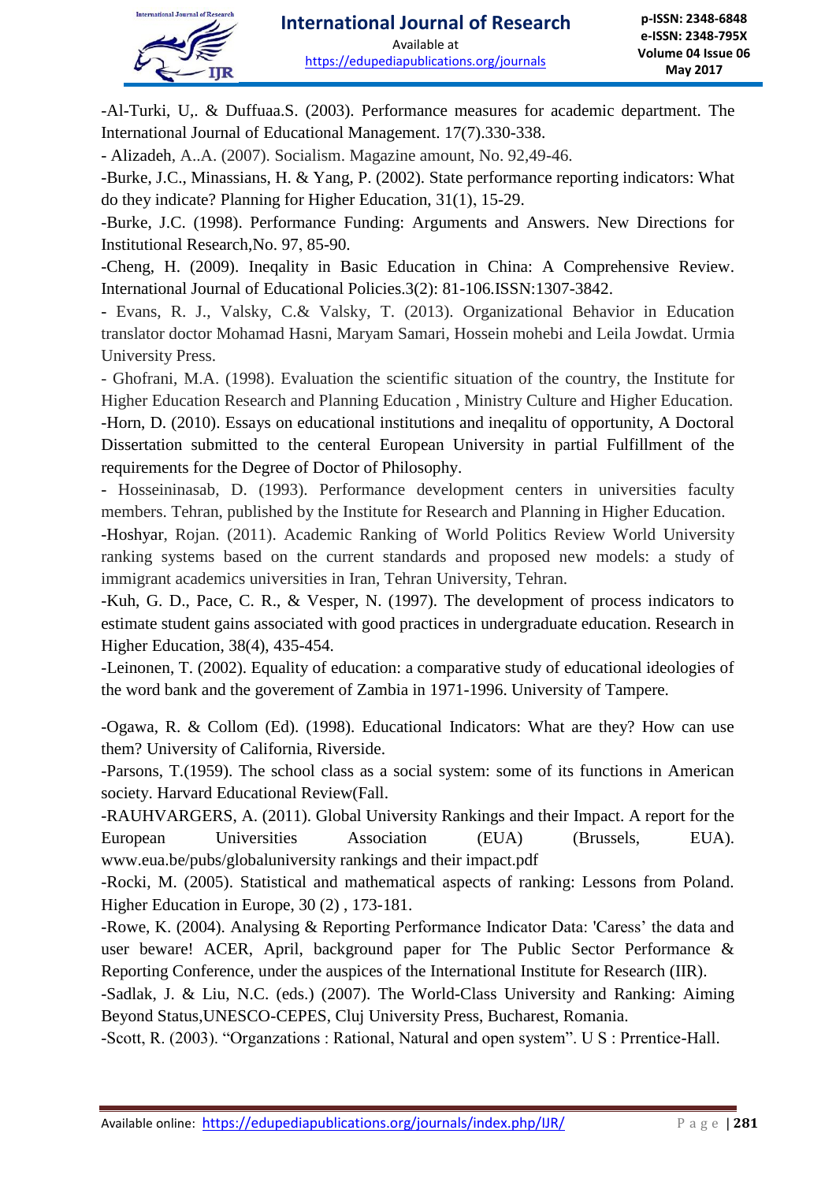-Al-Turki, U,. & Duffuaa.S. (2003). Performance measures for academic department. The International Journal of Educational Management. 17(7).330-338.

- Alizadeh, A..A. (2007). Socialism. Magazine amount, No. 92,49-46.

-Burke, J.C., Minassians, H. & Yang, P. (2002). State performance reporting indicators: What do they indicate? Planning for Higher Education, 31(1), 15-29.

-Burke, J.C. (1998). Performance Funding: Arguments and Answers. New Directions for Institutional Research,No. 97, 85-90.

-Cheng, H. (2009). Ineqality in Basic Education in China: A Comprehensive Review. International Journal of Educational Policies.3(2): 81-106.ISSN:1307-3842.

- Evans, R. J., Valsky, C.& Valsky, T. (2013). Organizational Behavior in Education translator doctor Mohamad Hasni, Maryam Samari, Hossein mohebi and Leila Jowdat. Urmia University Press.

- Ghofrani, M.A. (1998). Evaluation the scientific situation of the country, the Institute for Higher Education Research and Planning Education , Ministry Culture and Higher Education.

-Horn, D. (2010). Essays on educational institutions and ineqalitu of opportunity, A Doctoral Dissertation submitted to the centeral European University in partial Fulfillment of the requirements for the Degree of Doctor of Philosophy.

- Hosseininasab, D. (1993). Performance development centers in universities faculty members. Tehran, published by the Institute for Research and Planning in Higher Education.

-Hoshyar, Rojan. (2011). Academic Ranking of World Politics Review World University ranking systems based on the current standards and proposed new models: a study of immigrant academics universities in Iran, Tehran University, Tehran.

-Kuh, G. D., Pace, C. R., & Vesper, N. (1997). The development of process indicators to estimate student gains associated with good practices in undergraduate education. Research in Higher Education, 38(4), 435-454.

-Leinonen, T. (2002). Equality of education: a comparative study of educational ideologies of the word bank and the goverement of Zambia in 1971-1996. University of Tampere.

-Ogawa, R. & Collom (Ed). (1998). Educational Indicators: What are they? How can use them? University of California, Riverside.

-Parsons, T.(1959). The school class as a social system: some of its functions in American society. Harvard Educational Review(Fall.

-RAUHVARGERS, A. (2011). Global University Rankings and their Impact. A report for the European Universities Association (EUA) (Brussels, EUA). www.eua.be/pubs/globaluniversity rankings and their impact.pdf

-Rocki, M. (2005). Statistical and mathematical aspects of ranking: Lessons from Poland. Higher Education in Europe, 30 (2) , 173-181.

-Rowe, K. (2004). Analysing & Reporting Performance Indicator Data: 'Caress' the data and user beware! ACER, April, background paper for The Public Sector Performance & Reporting Conference, under the auspices of the International Institute for Research (IIR).

-Sadlak, J. & Liu, N.C. (eds.) (2007). The World-Class University and Ranking: Aiming Beyond Status,UNESCO-CEPES, Cluj University Press, Bucharest, Romania.

-Scott, R. (2003). "Organzations : Rational, Natural and open system". U S : Prrentice-Hall.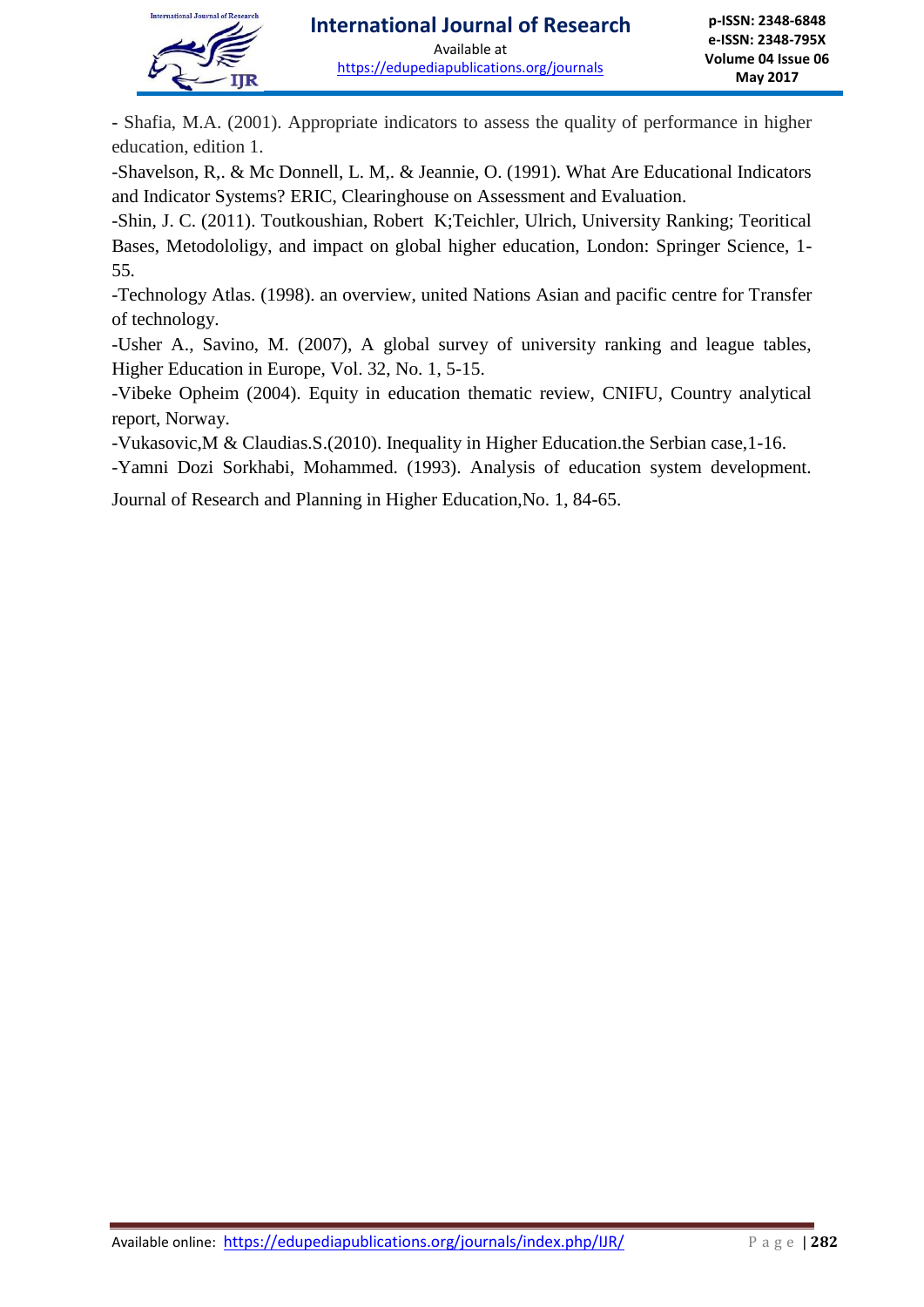- Shafia, M.A. (2001). Appropriate indicators to assess the quality of performance in higher education, edition 1.

-Shavelson, R,. & Mc Donnell, L. M,. & Jeannie, O. (1991). What Are Educational Indicators and Indicator Systems? ERIC, Clearinghouse on Assessment and Evaluation.

-Shin, J. C. (2011). Toutkoushian, Robert K;Teichler, Ulrich, University Ranking; Teoritical Bases, Metodololigy, and impact on global higher education, London: Springer Science, 1-55.

-Technology Atlas. (1998). an overview, united Nations Asian and pacific centre for Transfer of technology.

-Usher A., Savino, M. (2007), A global survey of university ranking and league tables, Higher Education in Europe, Vol. 32, No. 1, 5-15.

-Vibeke Opheim (2004). Equity in education thematic review, CNIFU, Country analytical report, Norway.

-Vukasovic,M & Claudias.S.(2010). Inequality in Higher Education.the Serbian case,1-16.

-Yamni Dozi Sorkhabi, Mohammed. (1993). Analysis of education system development. Journal of Research and Planning in Higher Education,No. 1, 84-65.